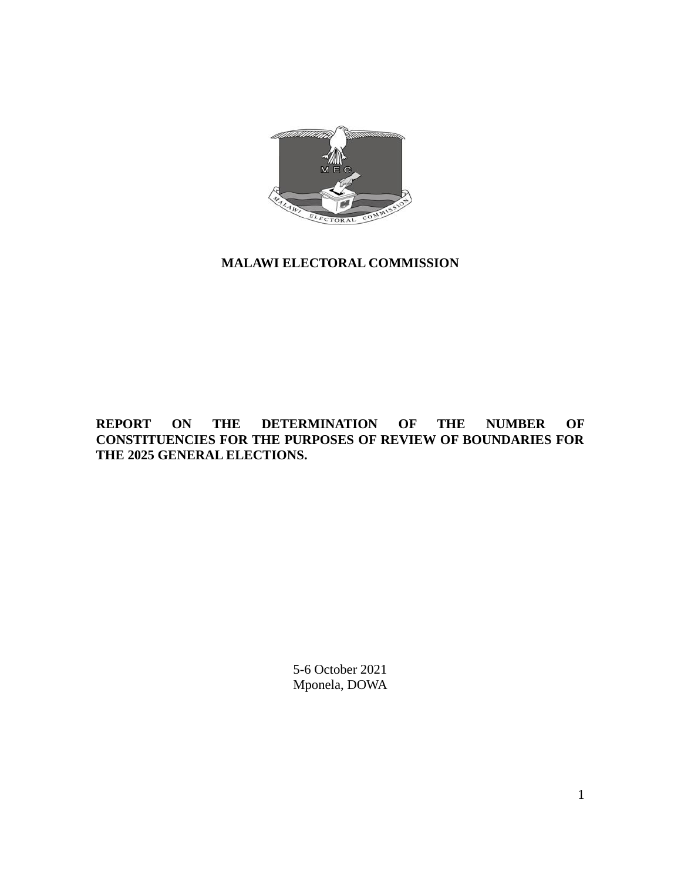**MALAWI ELECTORAL COMMISSION**

# REPORT ON THE DETERMINATION OF THE NUMBER OF CONSTITUENCIES FOR THE PURPOSES OF REVIEW OF BOUNDARIES FOR THE 2025 GENERAL ELECTIONS.

5-6 October 2021
Mponela, DOWA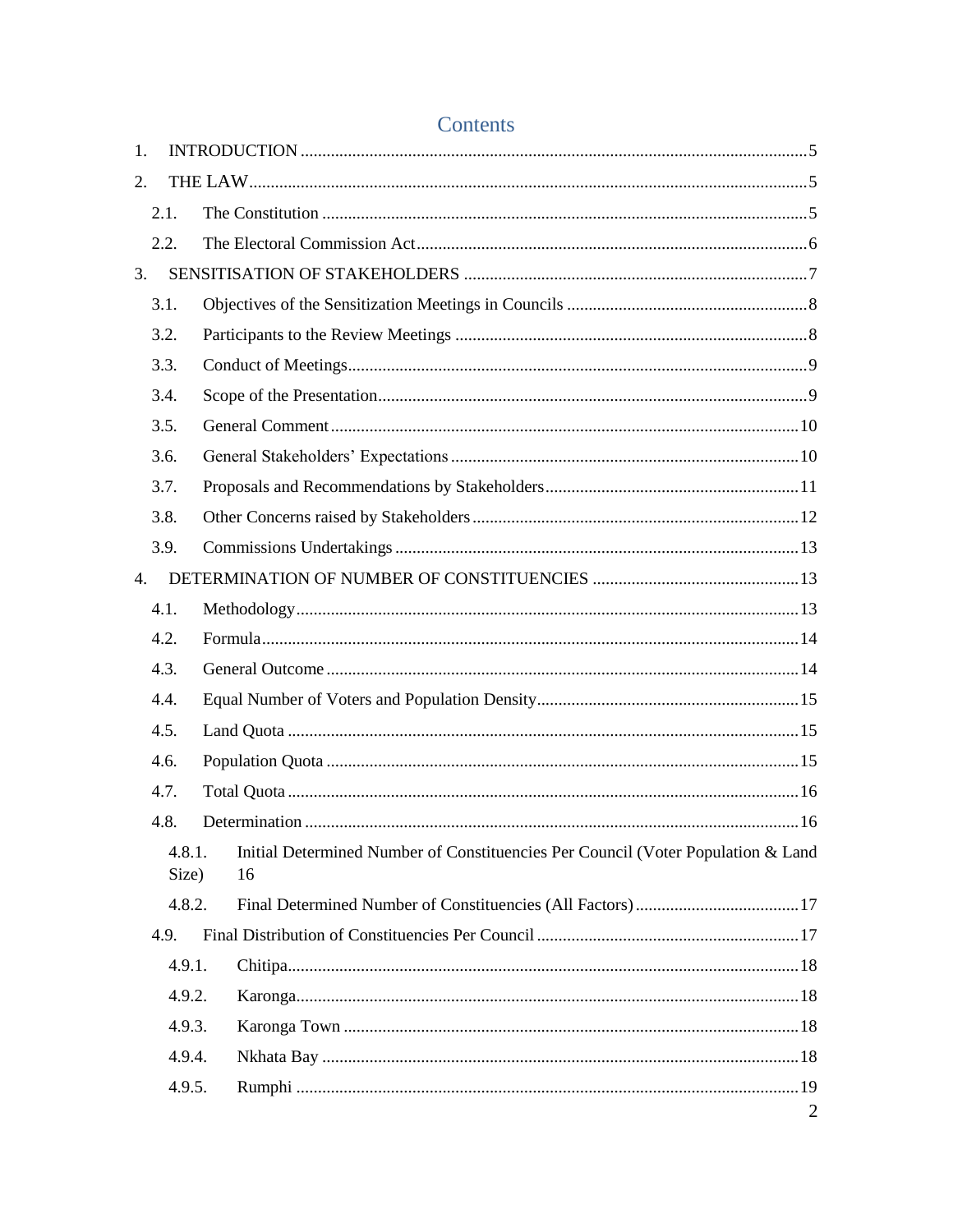# Contents

1. INTRODUCTION .......... 5
2. THE LAW .......... 5
   - 2.1. The Constitution .......... 5
   - 2.2. The Electoral Commission Act .......... 6
3. SENSITISATION OF STAKEHOLDERS .......... 7
   - 3.1. Objectives of the Sensitization Meetings in Councils .......... 8
   - 3.2. Participants to the Review Meetings .......... 8
   - 3.3. Conduct of Meetings .......... 9
   - 3.4. Scope of the Presentation .......... 9
   - 3.5. General Comment .......... 10
   - 3.6. General Stakeholders' Expectations .......... 10
   - 3.7. Proposals and Recommendations by Stakeholders .......... 11
   - 3.8. Other Concerns raised by Stakeholders .......... 12
   - 3.9. Commissions Undertakings .......... 13
4. DETERMINATION OF NUMBER OF CONSTITUENCIES .......... 13
   - 4.1. Methodology .......... 13
   - 4.2. Formula .......... 14
   - 4.3. General Outcome .......... 14
   - 4.4. Equal Number of Voters and Population Density .......... 15
   - 4.5. Land Quota .......... 15
   - 4.6. Population Quota .......... 15
   - 4.7. Total Quota .......... 16
   - 4.8. Determination .......... 16
     - 4.8.1. Initial Determined Number of Constituencies Per Council (Voter Population & Land Size) 16
     - 4.8.2. Final Determined Number of Constituencies (All Factors) .......... 17
   - 4.9. Final Distribution of Constituencies Per Council .......... 17
     - 4.9.1. Chitipa .......... 18
     - 4.9.2. Karonga .......... 18
     - 4.9.3. Karonga Town .......... 18
     - 4.9.4. Nkhata Bay .......... 18
     - 4.9.5. Rumphi .......... 19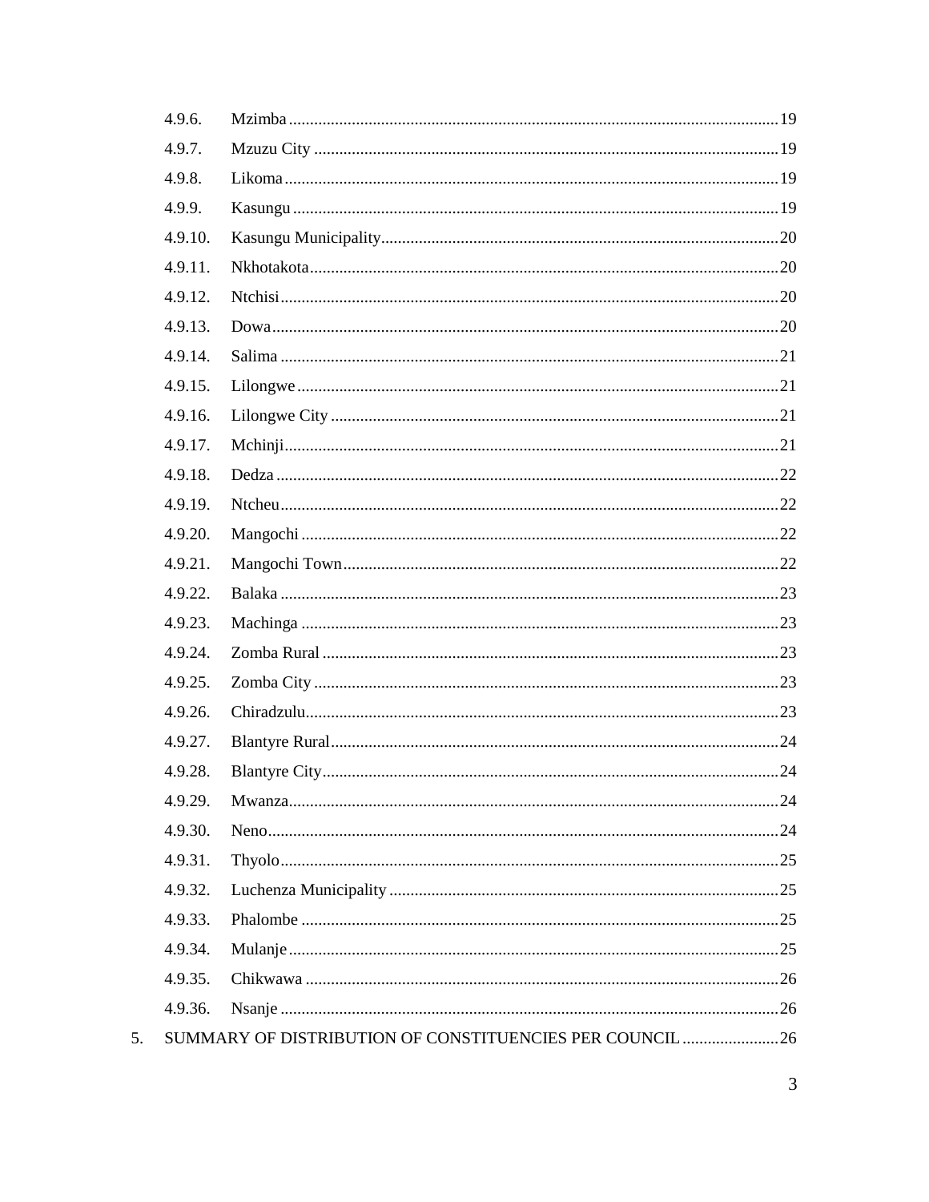4.9.6. Mzimba ........................................................................................................ 19

4.9.7. Mzuzu City ................................................................................................... 19

4.9.8. Likoma ......................................................................................................... 19

4.9.9. Kasungu ....................................................................................................... 19

4.9.10. Kasungu Municipality.................................................................................. 20

4.9.11. Nkhotakota................................................................................................... 20

4.9.12. Ntchisi.......................................................................................................... 20

4.9.13. Dowa............................................................................................................ 20

4.9.14. Salima .......................................................................................................... 21

4.9.15. Lilongwe ...................................................................................................... 21

4.9.16. Lilongwe City .............................................................................................. 21

4.9.17. Mchinji......................................................................................................... 21

4.9.18. Dedza ........................................................................................................... 22

4.9.19. Ntcheu.......................................................................................................... 22

4.9.20. Mangochi ..................................................................................................... 22

4.9.21. Mangochi Town........................................................................................... 22

4.9.22. Balaka .......................................................................................................... 23

4.9.23. Machinga ..................................................................................................... 23

4.9.24. Zomba Rural ................................................................................................ 23

4.9.25. Zomba City .................................................................................................. 23

4.9.26. Chiradzulu.................................................................................................... 23

4.9.27. Blantyre Rural.............................................................................................. 24

4.9.28. Blantyre City................................................................................................ 24

4.9.29. Mwanza........................................................................................................ 24

4.9.30. Neno............................................................................................................. 24

4.9.31. Thyolo.......................................................................................................... 25

4.9.32. Luchenza Municipality ................................................................................ 25

4.9.33. Phalombe ..................................................................................................... 25

4.9.34. Mulanje ........................................................................................................ 25

4.9.35. Chikwawa .................................................................................................... 26

4.9.36. Nsanje .......................................................................................................... 26

5. SUMMARY OF DISTRIBUTION OF CONSTITUENCIES PER COUNCIL ....................... 26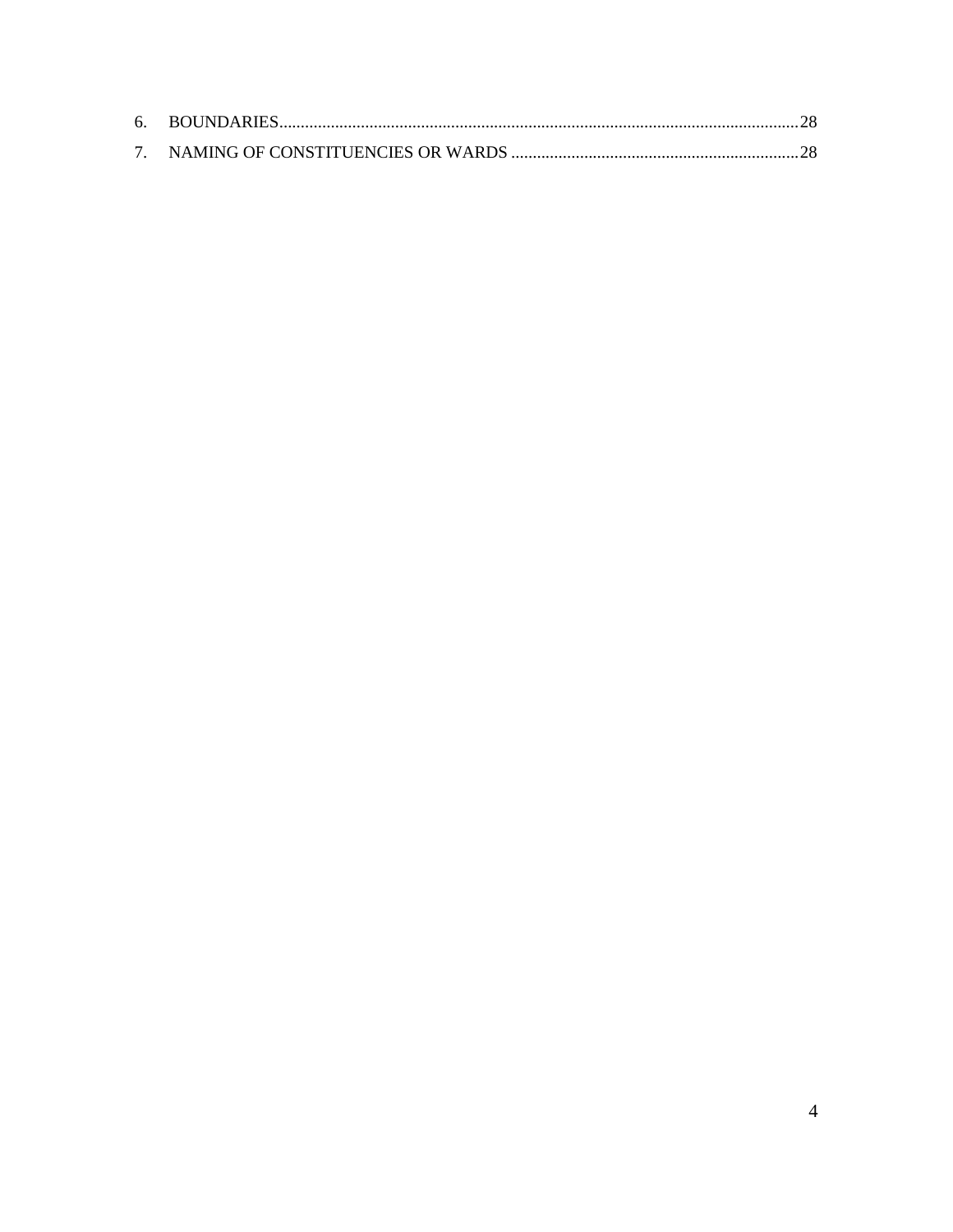6. BOUNDARIES........................................................................................................................28
7. NAMING OF CONSTITUENCIES OR WARDS ...................................................................28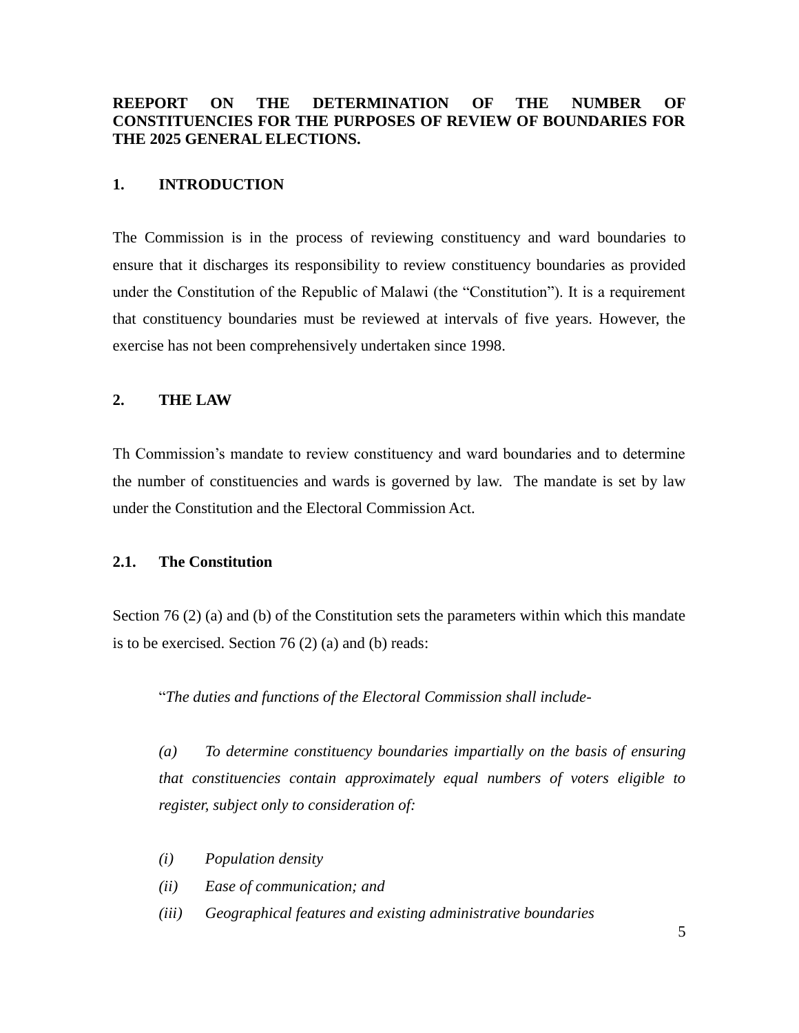**REEPORT ON THE DETERMINATION OF THE NUMBER OF CONSTITUENCIES FOR THE PURPOSES OF REVIEW OF BOUNDARIES FOR THE 2025 GENERAL ELECTIONS.**

## 1. INTRODUCTION

The Commission is in the process of reviewing constituency and ward boundaries to ensure that it discharges its responsibility to review constituency boundaries as provided under the Constitution of the Republic of Malawi (the "Constitution"). It is a requirement that constituency boundaries must be reviewed at intervals of five years. However, the exercise has not been comprehensively undertaken since 1998.

## 2. THE LAW

Th Commission's mandate to review constituency and ward boundaries and to determine the number of constituencies and wards is governed by law. The mandate is set by law under the Constitution and the Electoral Commission Act.

### 2.1. The Constitution

Section 76 (2) (a) and (b) of the Constitution sets the parameters within which this mandate is to be exercised. Section 76 (2) (a) and (b) reads:

> "*The duties and functions of the Electoral Commission shall include-*
>
> *(a) To determine constituency boundaries impartially on the basis of ensuring that constituencies contain approximately equal numbers of voters eligible to register, subject only to consideration of:*
>
> *(i) Population density*
> *(ii) Ease of communication; and*
> *(iii) Geographical features and existing administrative boundaries*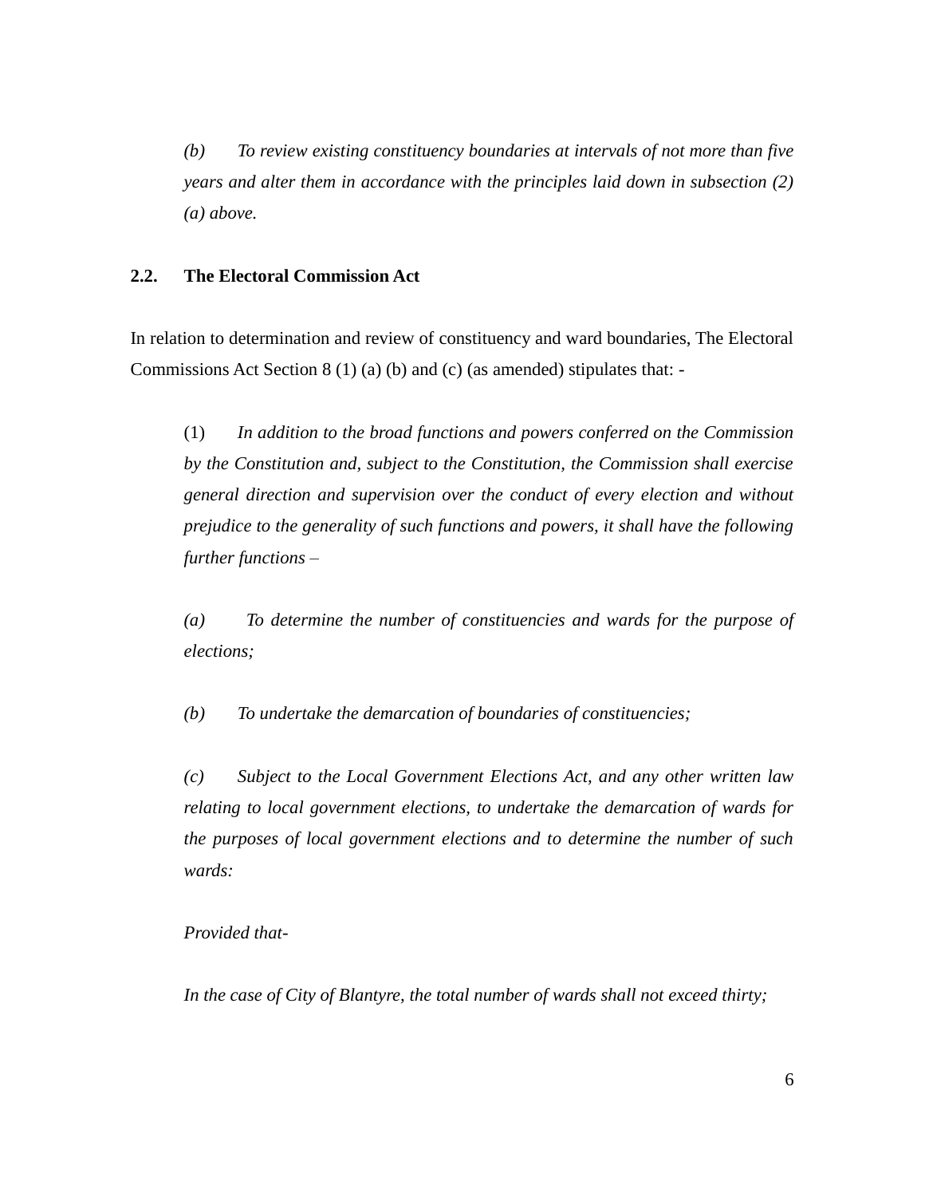*(b) To review existing constituency boundaries at intervals of not more than five years and alter them in accordance with the principles laid down in subsection (2) (a) above.*

## 2.2. The Electoral Commission Act

In relation to determination and review of constituency and ward boundaries, The Electoral Commissions Act Section 8 (1) (a) (b) and (c) (as amended) stipulates that: -

(1) *In addition to the broad functions and powers conferred on the Commission by the Constitution and, subject to the Constitution, the Commission shall exercise general direction and supervision over the conduct of every election and without prejudice to the generality of such functions and powers, it shall have the following further functions –*

*(a) To determine the number of constituencies and wards for the purpose of elections;*

*(b) To undertake the demarcation of boundaries of constituencies;*

*(c) Subject to the Local Government Elections Act, and any other written law relating to local government elections, to undertake the demarcation of wards for the purposes of local government elections and to determine the number of such wards:*

*Provided that-*

*In the case of City of Blantyre, the total number of wards shall not exceed thirty;*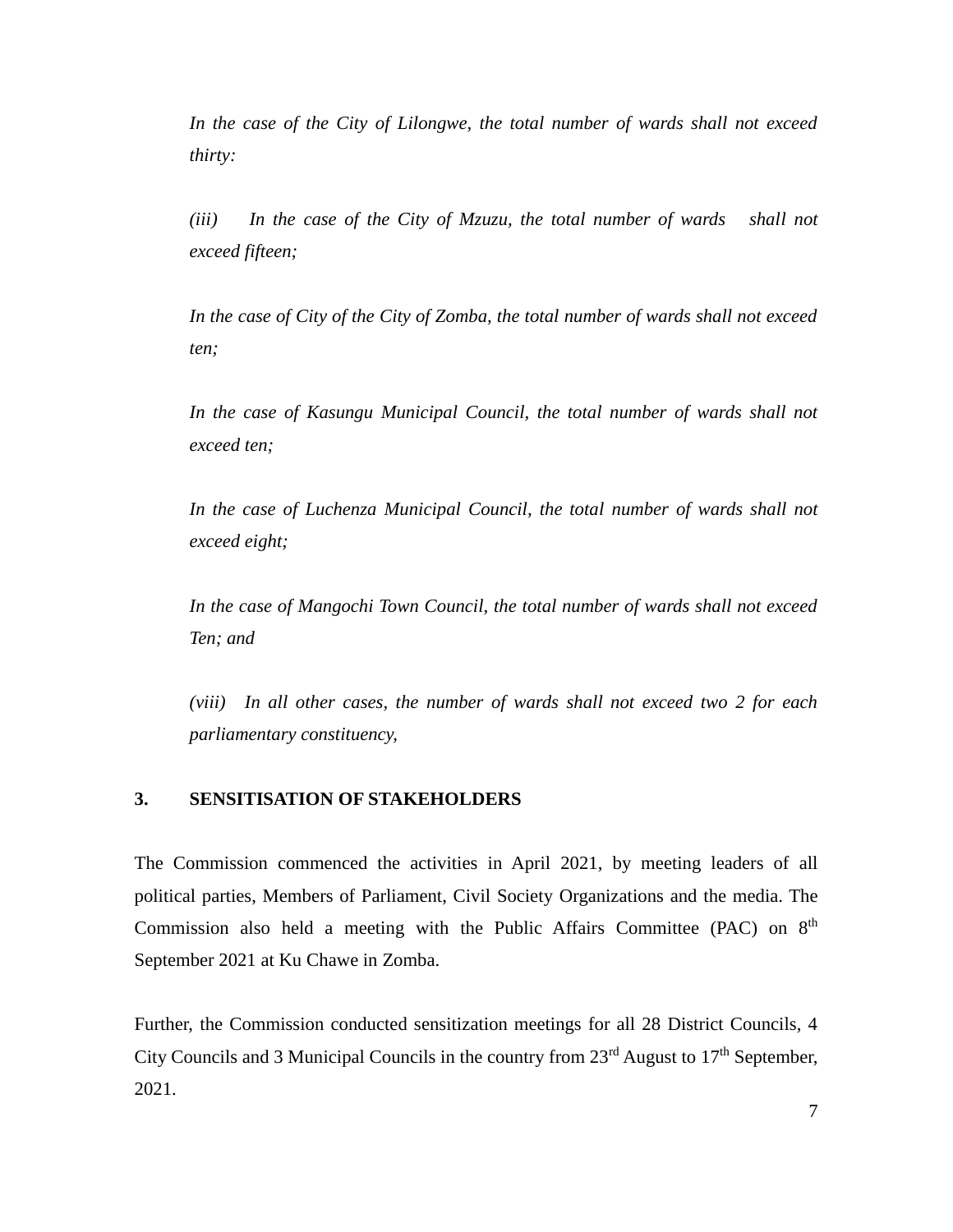*In the case of the City of Lilongwe, the total number of wards shall not exceed thirty:*

*(iii) In the case of the City of Mzuzu, the total number of wards shall not exceed fifteen;*

*In the case of City of the City of Zomba, the total number of wards shall not exceed ten;*

*In the case of Kasungu Municipal Council, the total number of wards shall not exceed ten;*

*In the case of Luchenza Municipal Council, the total number of wards shall not exceed eight;*

*In the case of Mangochi Town Council, the total number of wards shall not exceed Ten; and*

*(viii) In all other cases, the number of wards shall not exceed two 2 for each parliamentary constituency,*

## 3. SENSITISATION OF STAKEHOLDERS

The Commission commenced the activities in April 2021, by meeting leaders of all political parties, Members of Parliament, Civil Society Organizations and the media. The Commission also held a meeting with the Public Affairs Committee (PAC) on 8th September 2021 at Ku Chawe in Zomba.

Further, the Commission conducted sensitization meetings for all 28 District Councils, 4 City Councils and 3 Municipal Councils in the country from 23rd August to 17th September, 2021.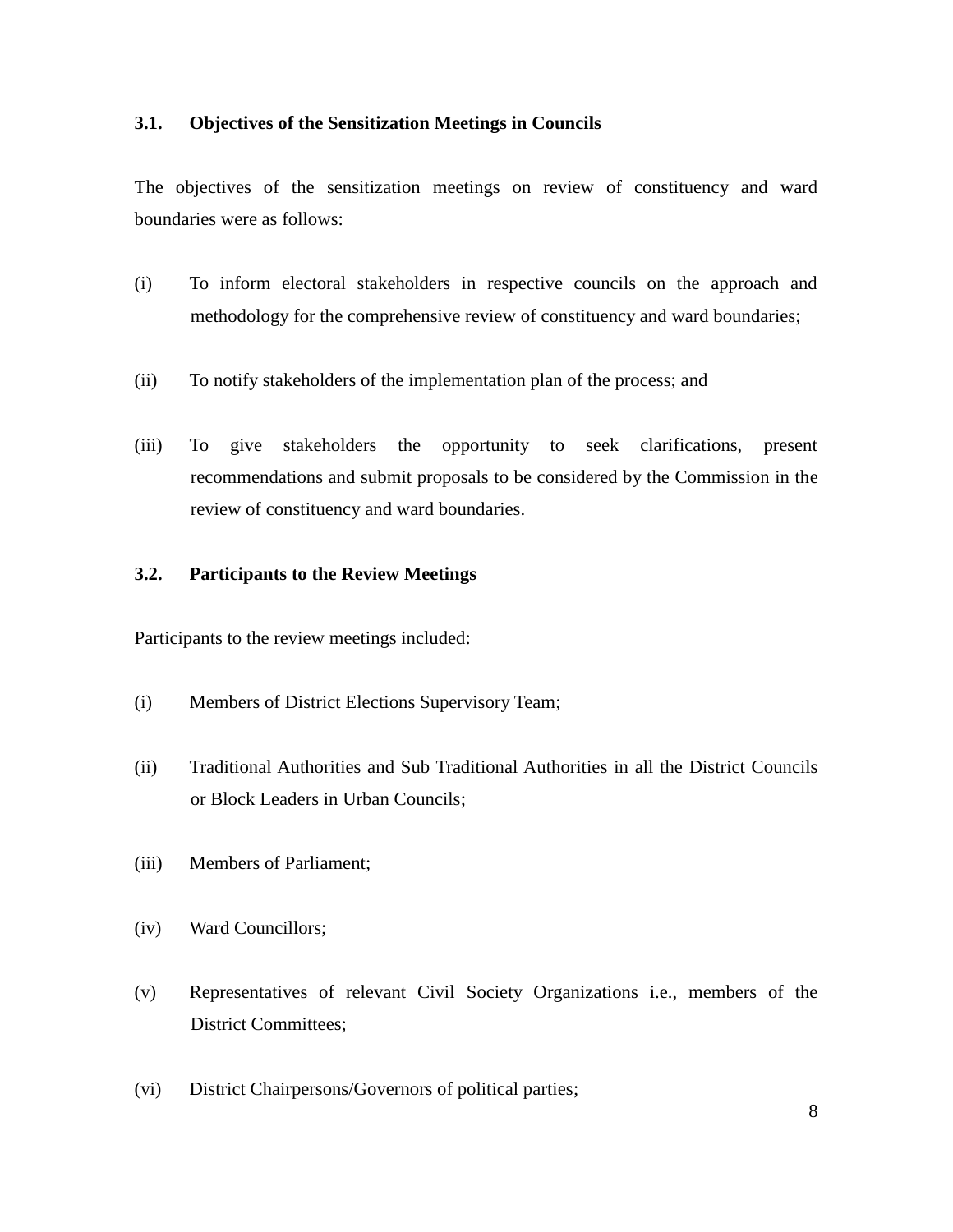### 3.1. Objectives of the Sensitization Meetings in Councils

The objectives of the sensitization meetings on review of constituency and ward boundaries were as follows:

(i) To inform electoral stakeholders in respective councils on the approach and methodology for the comprehensive review of constituency and ward boundaries;

(ii) To notify stakeholders of the implementation plan of the process; and

(iii) To give stakeholders the opportunity to seek clarifications, present recommendations and submit proposals to be considered by the Commission in the review of constituency and ward boundaries.

### 3.2. Participants to the Review Meetings

Participants to the review meetings included:

(i) Members of District Elections Supervisory Team;

(ii) Traditional Authorities and Sub Traditional Authorities in all the District Councils or Block Leaders in Urban Councils;

(iii) Members of Parliament;

(iv) Ward Councillors;

(v) Representatives of relevant Civil Society Organizations i.e., members of the District Committees;

(vi) District Chairpersons/Governors of political parties;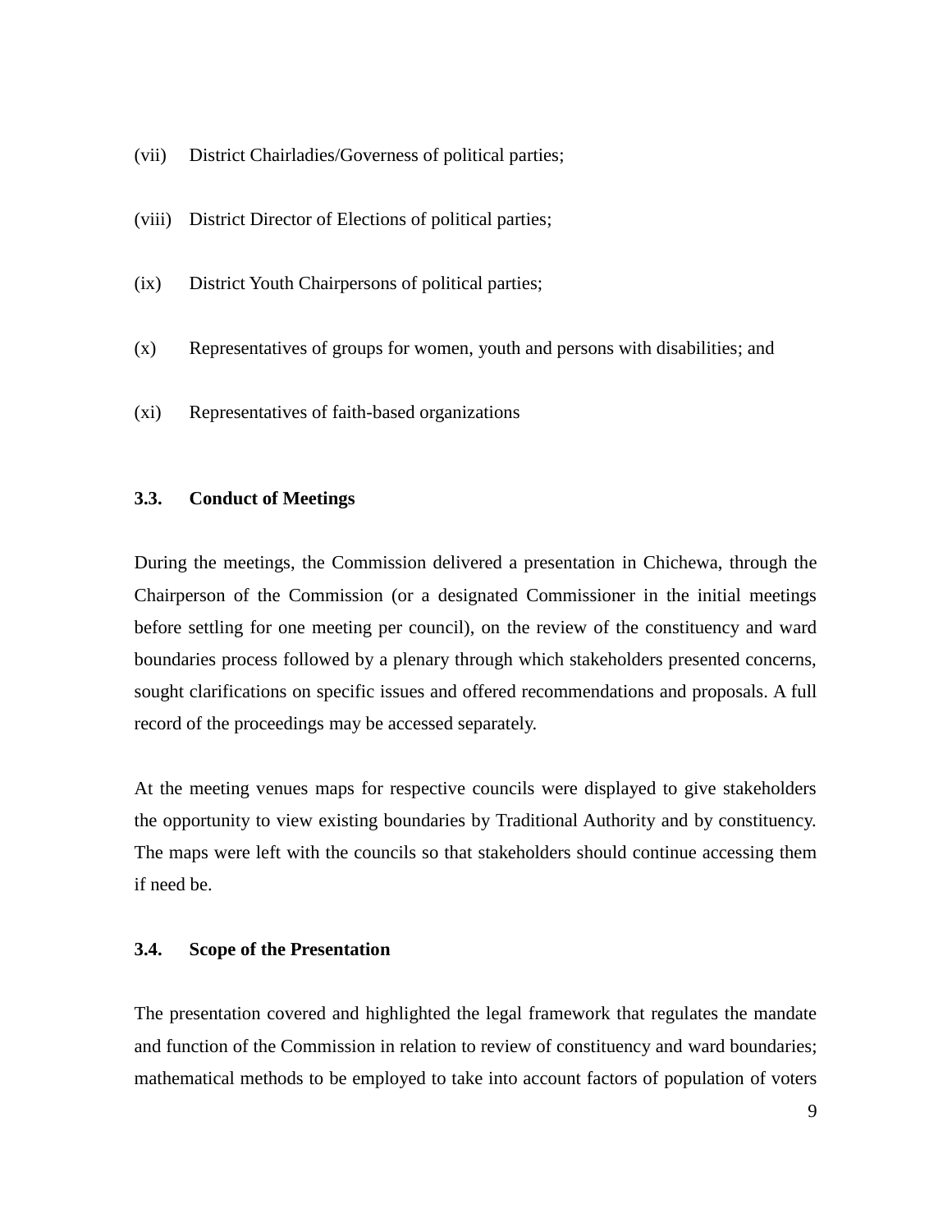(vii) District Chairladies/Governess of political parties;

(viii) District Director of Elections of political parties;

(ix) District Youth Chairpersons of political parties;

(x) Representatives of groups for women, youth and persons with disabilities; and

(xi) Representatives of faith-based organizations

### 3.3. Conduct of Meetings

During the meetings, the Commission delivered a presentation in Chichewa, through the Chairperson of the Commission (or a designated Commissioner in the initial meetings before settling for one meeting per council), on the review of the constituency and ward boundaries process followed by a plenary through which stakeholders presented concerns, sought clarifications on specific issues and offered recommendations and proposals. A full record of the proceedings may be accessed separately.

At the meeting venues maps for respective councils were displayed to give stakeholders the opportunity to view existing boundaries by Traditional Authority and by constituency. The maps were left with the councils so that stakeholders should continue accessing them if need be.

### 3.4. Scope of the Presentation

The presentation covered and highlighted the legal framework that regulates the mandate and function of the Commission in relation to review of constituency and ward boundaries; mathematical methods to be employed to take into account factors of population of voters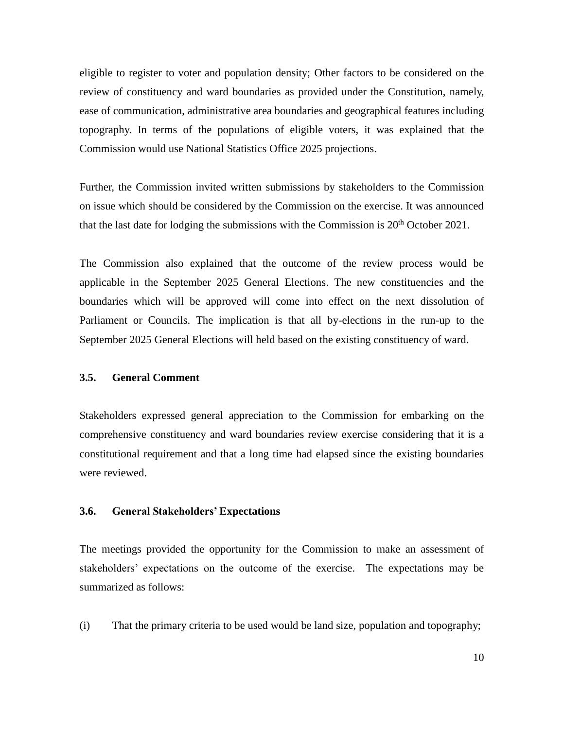eligible to register to voter and population density; Other factors to be considered on the review of constituency and ward boundaries as provided under the Constitution, namely, ease of communication, administrative area boundaries and geographical features including topography. In terms of the populations of eligible voters, it was explained that the Commission would use National Statistics Office 2025 projections.

Further, the Commission invited written submissions by stakeholders to the Commission on issue which should be considered by the Commission on the exercise. It was announced that the last date for lodging the submissions with the Commission is 20th October 2021.

The Commission also explained that the outcome of the review process would be applicable in the September 2025 General Elections. The new constituencies and the boundaries which will be approved will come into effect on the next dissolution of Parliament or Councils. The implication is that all by-elections in the run-up to the September 2025 General Elections will held based on the existing constituency of ward.

### 3.5. General Comment

Stakeholders expressed general appreciation to the Commission for embarking on the comprehensive constituency and ward boundaries review exercise considering that it is a constitutional requirement and that a long time had elapsed since the existing boundaries were reviewed.

### 3.6. General Stakeholders' Expectations

The meetings provided the opportunity for the Commission to make an assessment of stakeholders' expectations on the outcome of the exercise. The expectations may be summarized as follows:

(i) That the primary criteria to be used would be land size, population and topography;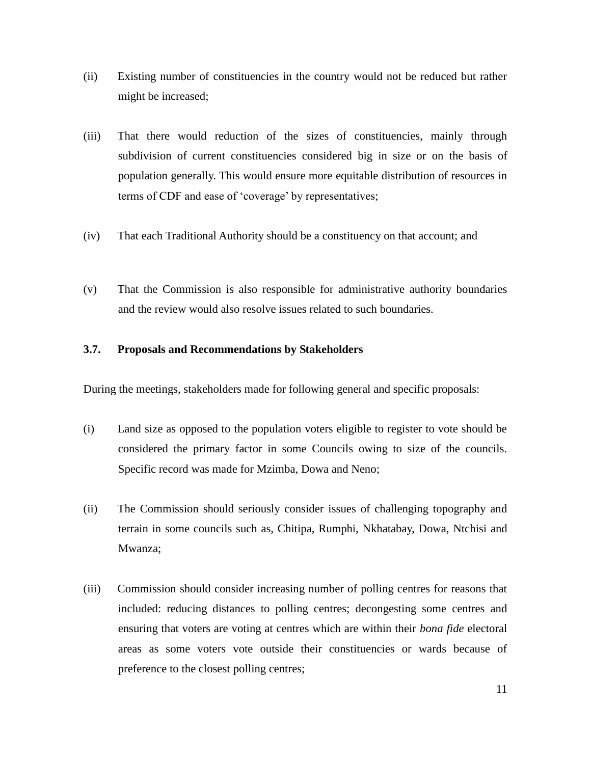(ii) Existing number of constituencies in the country would not be reduced but rather might be increased;

(iii) That there would reduction of the sizes of constituencies, mainly through subdivision of current constituencies considered big in size or on the basis of population generally. This would ensure more equitable distribution of resources in terms of CDF and ease of 'coverage' by representatives;

(iv) That each Traditional Authority should be a constituency on that account; and

(v) That the Commission is also responsible for administrative authority boundaries and the review would also resolve issues related to such boundaries.

### 3.7. Proposals and Recommendations by Stakeholders

During the meetings, stakeholders made for following general and specific proposals:

(i) Land size as opposed to the population voters eligible to register to vote should be considered the primary factor in some Councils owing to size of the councils. Specific record was made for Mzimba, Dowa and Neno;

(ii) The Commission should seriously consider issues of challenging topography and terrain in some councils such as, Chitipa, Rumphi, Nkhatabay, Dowa, Ntchisi and Mwanza;

(iii) Commission should consider increasing number of polling centres for reasons that included: reducing distances to polling centres; decongesting some centres and ensuring that voters are voting at centres which are within their *bona fide* electoral areas as some voters vote outside their constituencies or wards because of preference to the closest polling centres;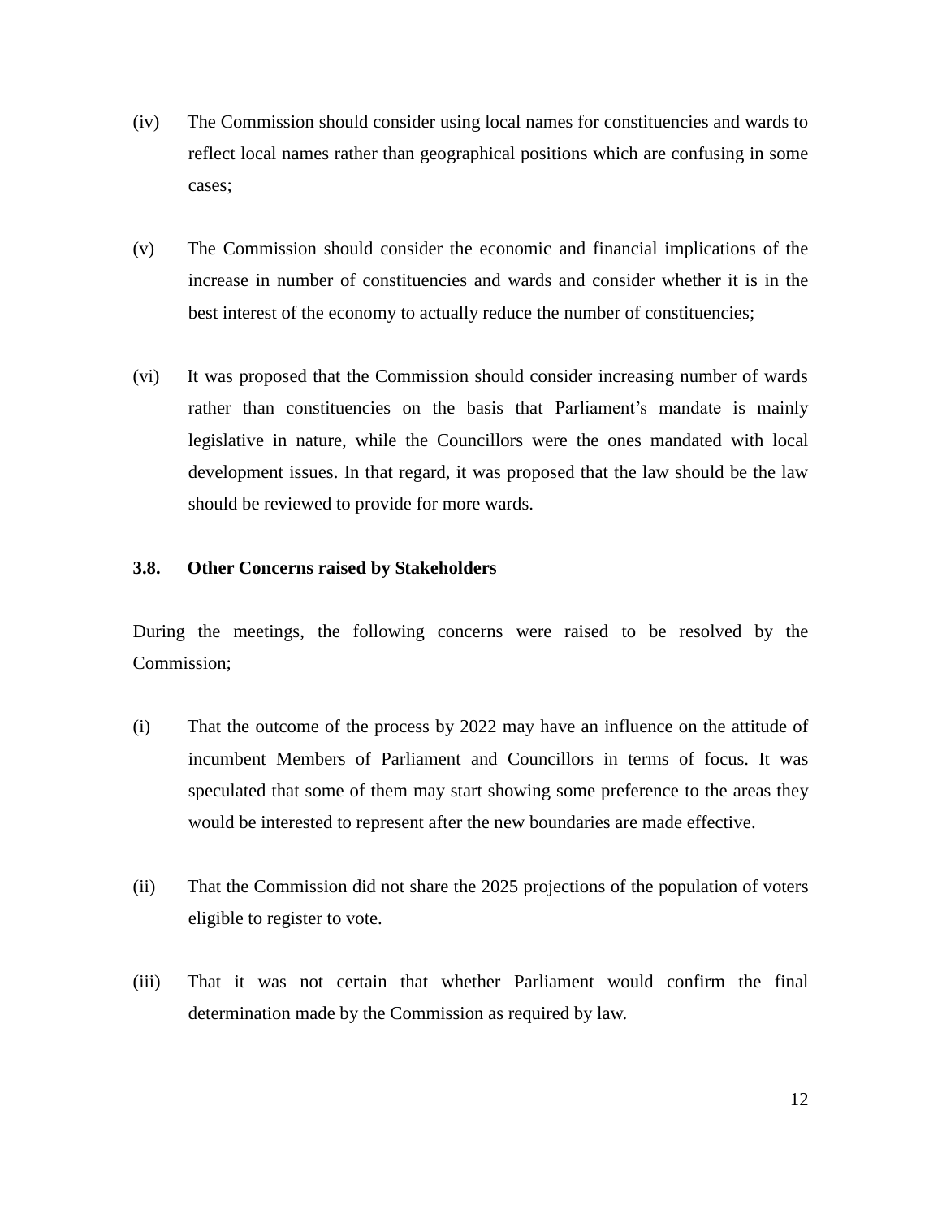(iv) The Commission should consider using local names for constituencies and wards to reflect local names rather than geographical positions which are confusing in some cases;

(v) The Commission should consider the economic and financial implications of the increase in number of constituencies and wards and consider whether it is in the best interest of the economy to actually reduce the number of constituencies;

(vi) It was proposed that the Commission should consider increasing number of wards rather than constituencies on the basis that Parliament's mandate is mainly legislative in nature, while the Councillors were the ones mandated with local development issues. In that regard, it was proposed that the law should be the law should be reviewed to provide for more wards.

### 3.8. Other Concerns raised by Stakeholders

During the meetings, the following concerns were raised to be resolved by the Commission;

(i) That the outcome of the process by 2022 may have an influence on the attitude of incumbent Members of Parliament and Councillors in terms of focus. It was speculated that some of them may start showing some preference to the areas they would be interested to represent after the new boundaries are made effective.

(ii) That the Commission did not share the 2025 projections of the population of voters eligible to register to vote.

(iii) That it was not certain that whether Parliament would confirm the final determination made by the Commission as required by law.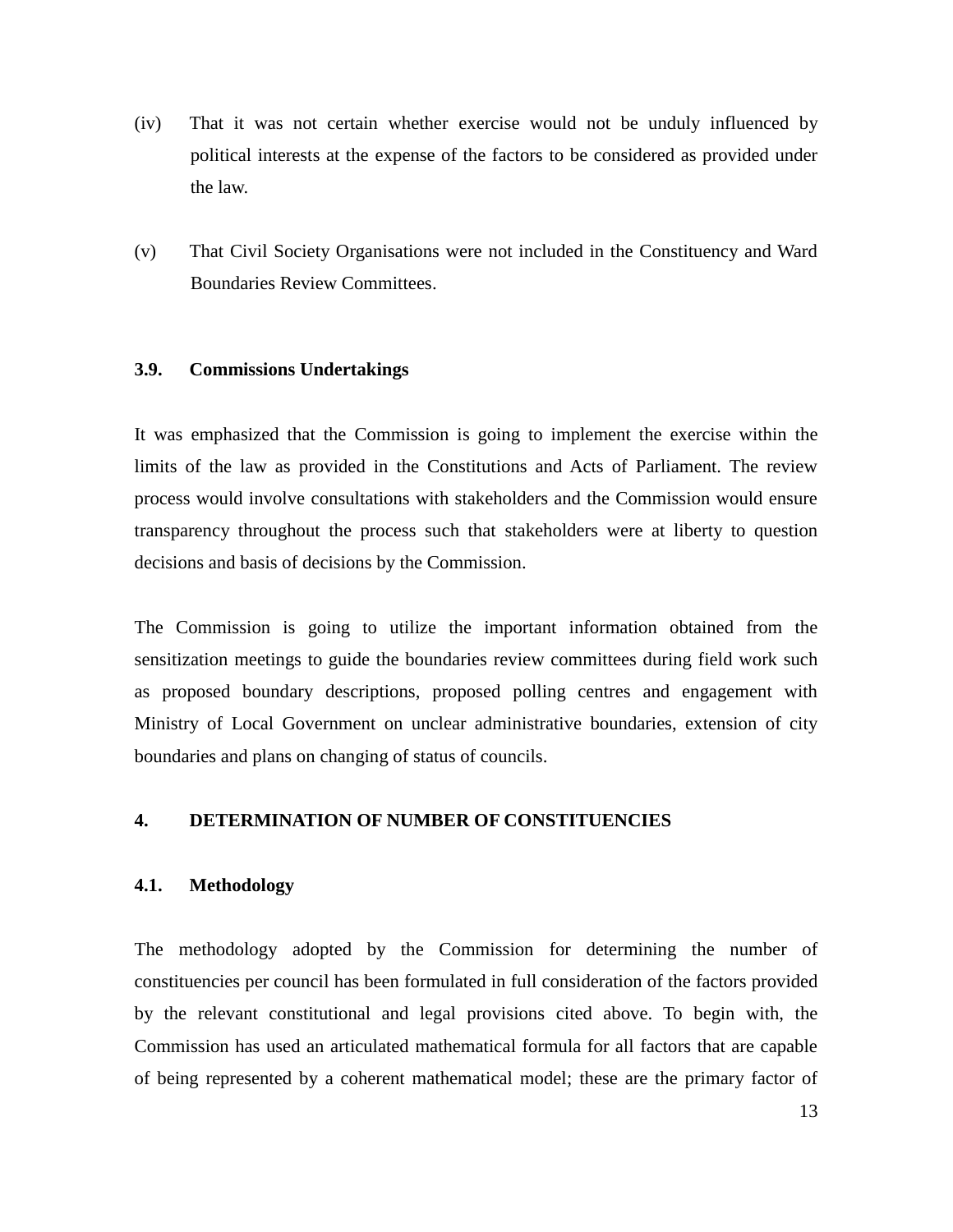(iv) That it was not certain whether exercise would not be unduly influenced by political interests at the expense of the factors to be considered as provided under the law.

(v) That Civil Society Organisations were not included in the Constituency and Ward Boundaries Review Committees.

### 3.9. Commissions Undertakings

It was emphasized that the Commission is going to implement the exercise within the limits of the law as provided in the Constitutions and Acts of Parliament. The review process would involve consultations with stakeholders and the Commission would ensure transparency throughout the process such that stakeholders were at liberty to question decisions and basis of decisions by the Commission.

The Commission is going to utilize the important information obtained from the sensitization meetings to guide the boundaries review committees during field work such as proposed boundary descriptions, proposed polling centres and engagement with Ministry of Local Government on unclear administrative boundaries, extension of city boundaries and plans on changing of status of councils.

## 4. DETERMINATION OF NUMBER OF CONSTITUENCIES

### 4.1. Methodology

The methodology adopted by the Commission for determining the number of constituencies per council has been formulated in full consideration of the factors provided by the relevant constitutional and legal provisions cited above. To begin with, the Commission has used an articulated mathematical formula for all factors that are capable of being represented by a coherent mathematical model; these are the primary factor of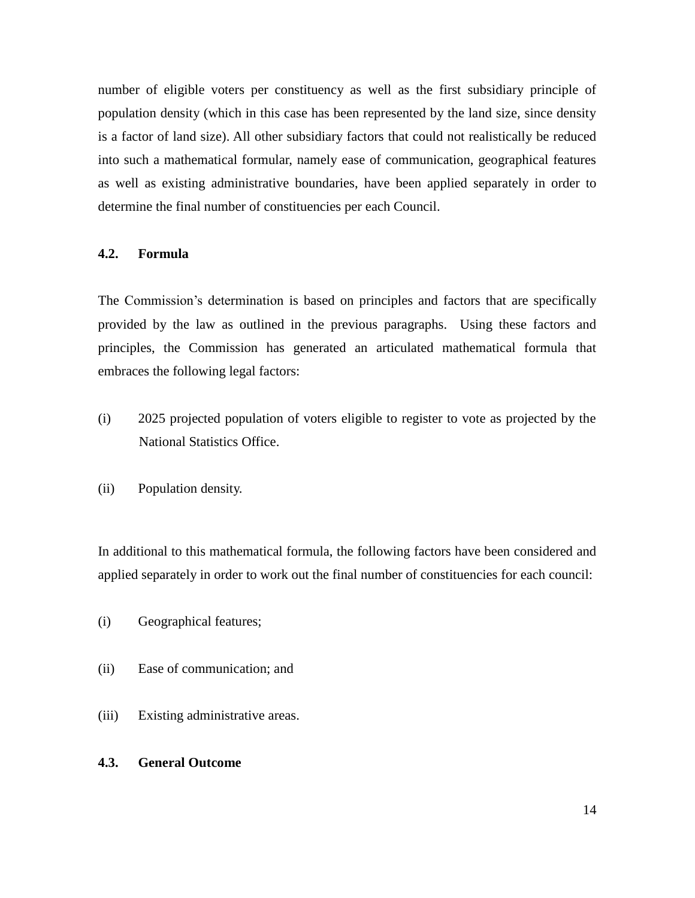number of eligible voters per constituency as well as the first subsidiary principle of population density (which in this case has been represented by the land size, since density is a factor of land size). All other subsidiary factors that could not realistically be reduced into such a mathematical formular, namely ease of communication, geographical features as well as existing administrative boundaries, have been applied separately in order to determine the final number of constituencies per each Council.

### 4.2. Formula

The Commission's determination is based on principles and factors that are specifically provided by the law as outlined in the previous paragraphs. Using these factors and principles, the Commission has generated an articulated mathematical formula that embraces the following legal factors:

(i) 2025 projected population of voters eligible to register to vote as projected by the National Statistics Office.

(ii) Population density.

In additional to this mathematical formula, the following factors have been considered and applied separately in order to work out the final number of constituencies for each council:

(i) Geographical features;

(ii) Ease of communication; and

(iii) Existing administrative areas.

### 4.3. General Outcome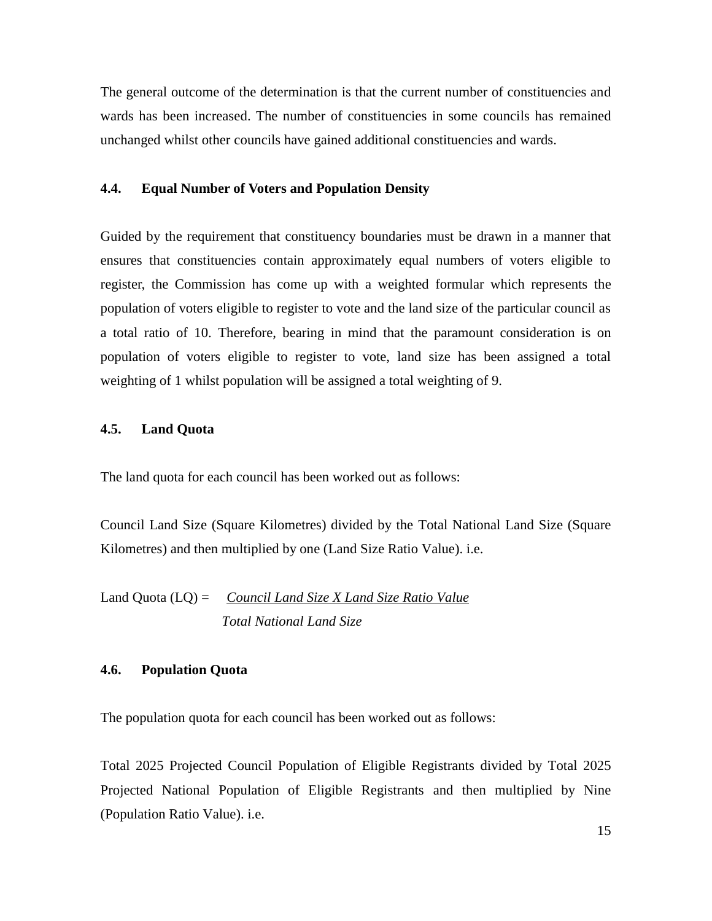The general outcome of the determination is that the current number of constituencies and wards has been increased. The number of constituencies in some councils has remained unchanged whilst other councils have gained additional constituencies and wards.

### 4.4. Equal Number of Voters and Population Density

Guided by the requirement that constituency boundaries must be drawn in a manner that ensures that constituencies contain approximately equal numbers of voters eligible to register, the Commission has come up with a weighted formular which represents the population of voters eligible to register to vote and the land size of the particular council as a total ratio of 10. Therefore, bearing in mind that the paramount consideration is on population of voters eligible to register to vote, land size has been assigned a total weighting of 1 whilst population will be assigned a total weighting of 9.

### 4.5. Land Quota

The land quota for each council has been worked out as follows:

Council Land Size (Square Kilometres) divided by the Total National Land Size (Square Kilometres) and then multiplied by one (Land Size Ratio Value). i.e.

$$\text{Land Quota (LQ)} = \frac{\textit{Council Land Size X Land Size Ratio Value}}{\textit{Total National Land Size}}$$

### 4.6. Population Quota

The population quota for each council has been worked out as follows:

Total 2025 Projected Council Population of Eligible Registrants divided by Total 2025 Projected National Population of Eligible Registrants and then multiplied by Nine (Population Ratio Value). i.e.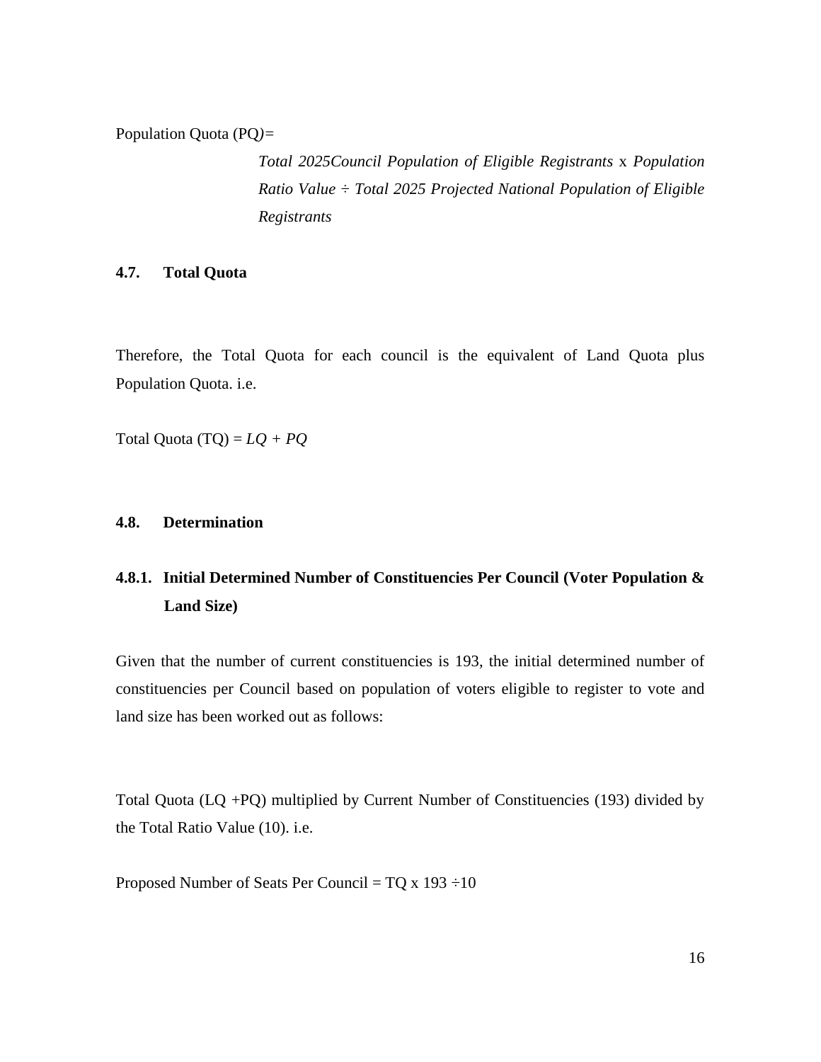Population Quota (PQ)=

> *Total 2025Council Population of Eligible Registrants* x *Population Ratio Value ÷ Total 2025 Projected National Population of Eligible Registrants*

### 4.7. Total Quota

Therefore, the Total Quota for each council is the equivalent of Land Quota plus Population Quota. i.e.

Total Quota (TQ) = *LQ + PQ*

### 4.8. Determination

#### 4.8.1. Initial Determined Number of Constituencies Per Council (Voter Population & Land Size)

Given that the number of current constituencies is 193, the initial determined number of constituencies per Council based on population of voters eligible to register to vote and land size has been worked out as follows:

Total Quota (LQ +PQ) multiplied by Current Number of Constituencies (193) divided by the Total Ratio Value (10). i.e.

Proposed Number of Seats Per Council = TQ x 193 ÷10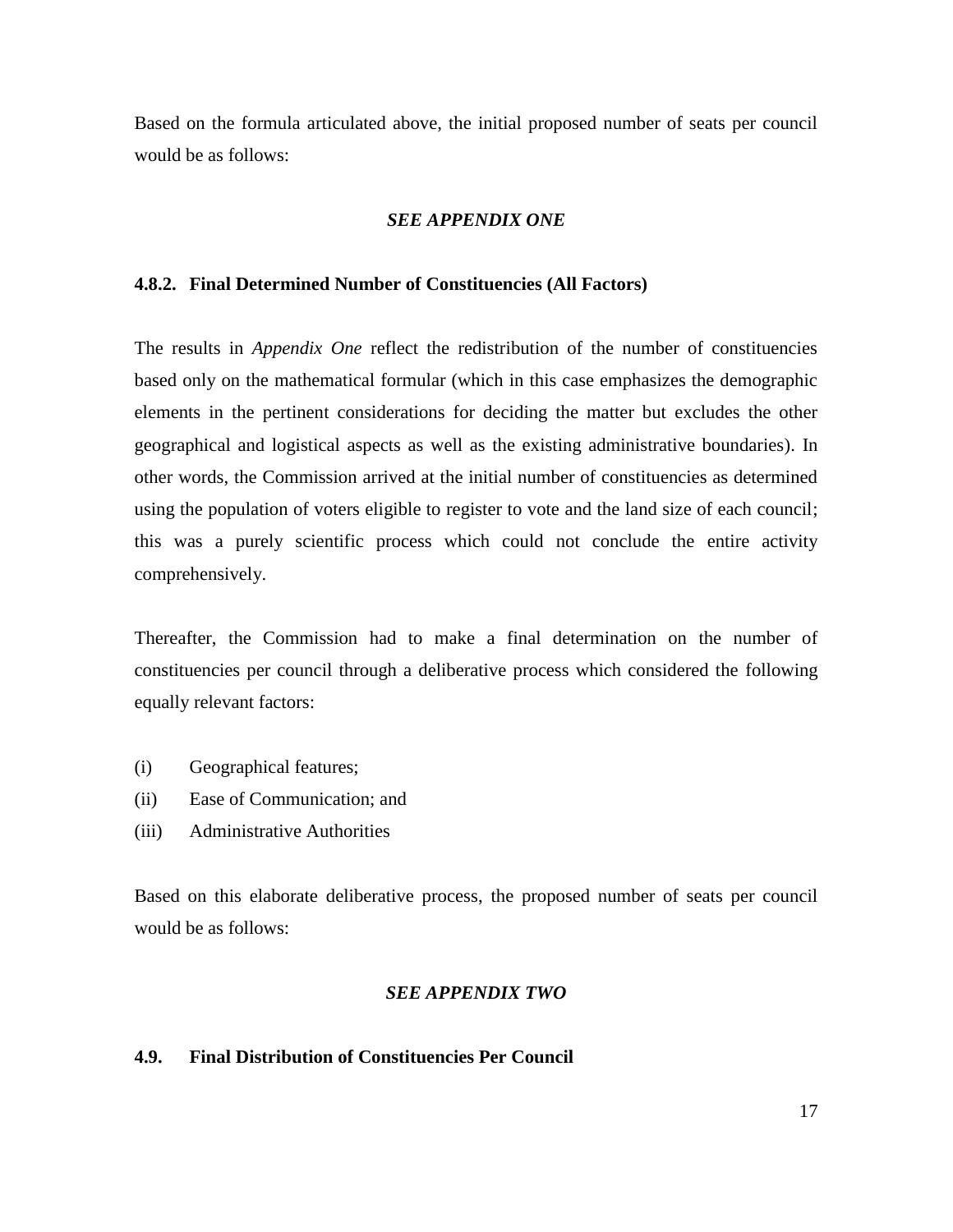Based on the formula articulated above, the initial proposed number of seats per council would be as follows:

***SEE APPENDIX ONE***

### 4.8.2. Final Determined Number of Constituencies (All Factors)

The results in *Appendix One* reflect the redistribution of the number of constituencies based only on the mathematical formular (which in this case emphasizes the demographic elements in the pertinent considerations for deciding the matter but excludes the other geographical and logistical aspects as well as the existing administrative boundaries). In other words, the Commission arrived at the initial number of constituencies as determined using the population of voters eligible to register to vote and the land size of each council; this was a purely scientific process which could not conclude the entire activity comprehensively.

Thereafter, the Commission had to make a final determination on the number of constituencies per council through a deliberative process which considered the following equally relevant factors:

(i) Geographical features;
(ii) Ease of Communication; and
(iii) Administrative Authorities

Based on this elaborate deliberative process, the proposed number of seats per council would be as follows:

***SEE APPENDIX TWO***

### 4.9. Final Distribution of Constituencies Per Council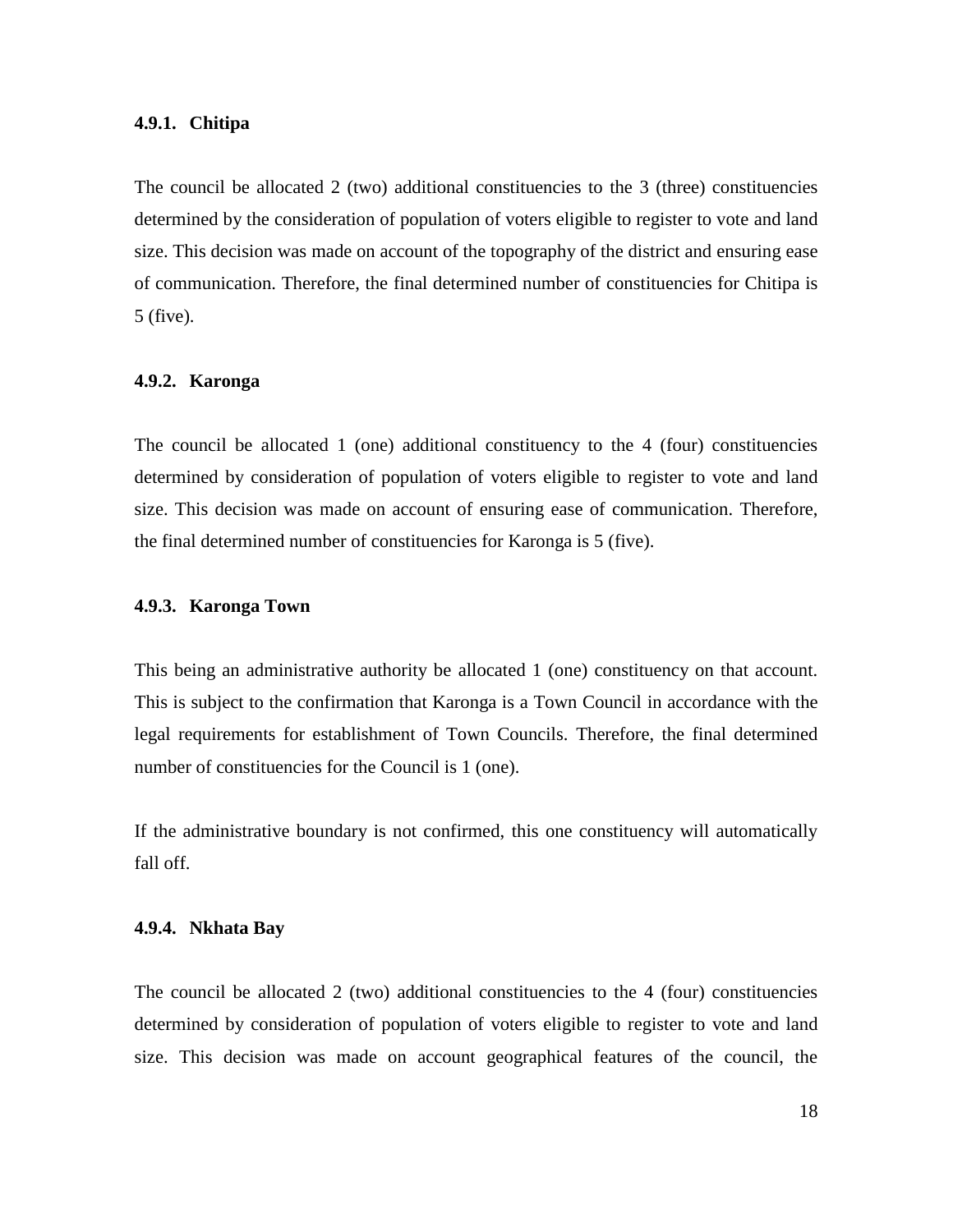#### 4.9.1. Chitipa

The council be allocated 2 (two) additional constituencies to the 3 (three) constituencies determined by the consideration of population of voters eligible to register to vote and land size. This decision was made on account of the topography of the district and ensuring ease of communication. Therefore, the final determined number of constituencies for Chitipa is 5 (five).

#### 4.9.2. Karonga

The council be allocated 1 (one) additional constituency to the 4 (four) constituencies determined by consideration of population of voters eligible to register to vote and land size. This decision was made on account of ensuring ease of communication. Therefore, the final determined number of constituencies for Karonga is 5 (five).

#### 4.9.3. Karonga Town

This being an administrative authority be allocated 1 (one) constituency on that account. This is subject to the confirmation that Karonga is a Town Council in accordance with the legal requirements for establishment of Town Councils. Therefore, the final determined number of constituencies for the Council is 1 (one).

If the administrative boundary is not confirmed, this one constituency will automatically fall off.

#### 4.9.4. Nkhata Bay

The council be allocated 2 (two) additional constituencies to the 4 (four) constituencies determined by consideration of population of voters eligible to register to vote and land size. This decision was made on account geographical features of the council, the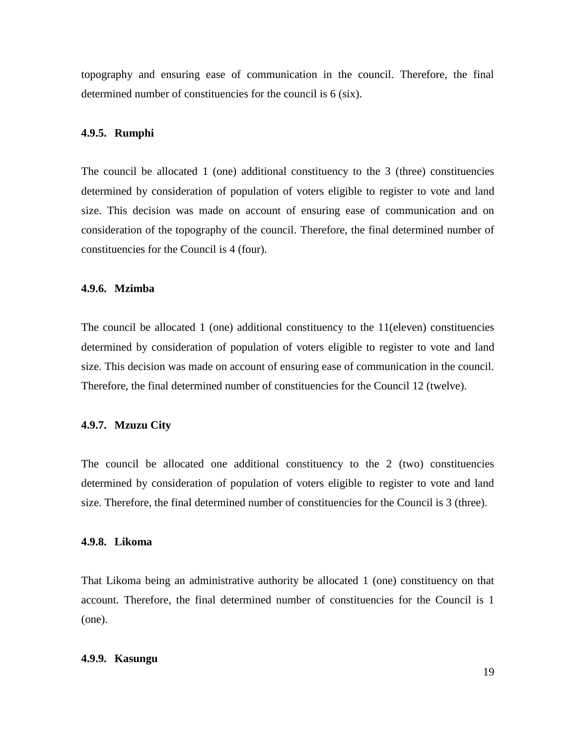topography and ensuring ease of communication in the council. Therefore, the final determined number of constituencies for the council is 6 (six).

#### 4.9.5. Rumphi

The council be allocated 1 (one) additional constituency to the 3 (three) constituencies determined by consideration of population of voters eligible to register to vote and land size. This decision was made on account of ensuring ease of communication and on consideration of the topography of the council. Therefore, the final determined number of constituencies for the Council is 4 (four).

#### 4.9.6. Mzimba

The council be allocated 1 (one) additional constituency to the 11(eleven) constituencies determined by consideration of population of voters eligible to register to vote and land size. This decision was made on account of ensuring ease of communication in the council. Therefore, the final determined number of constituencies for the Council 12 (twelve).

#### 4.9.7. Mzuzu City

The council be allocated one additional constituency to the 2 (two) constituencies determined by consideration of population of voters eligible to register to vote and land size. Therefore, the final determined number of constituencies for the Council is 3 (three).

#### 4.9.8. Likoma

That Likoma being an administrative authority be allocated 1 (one) constituency on that account. Therefore, the final determined number of constituencies for the Council is 1 (one).

#### 4.9.9. Kasungu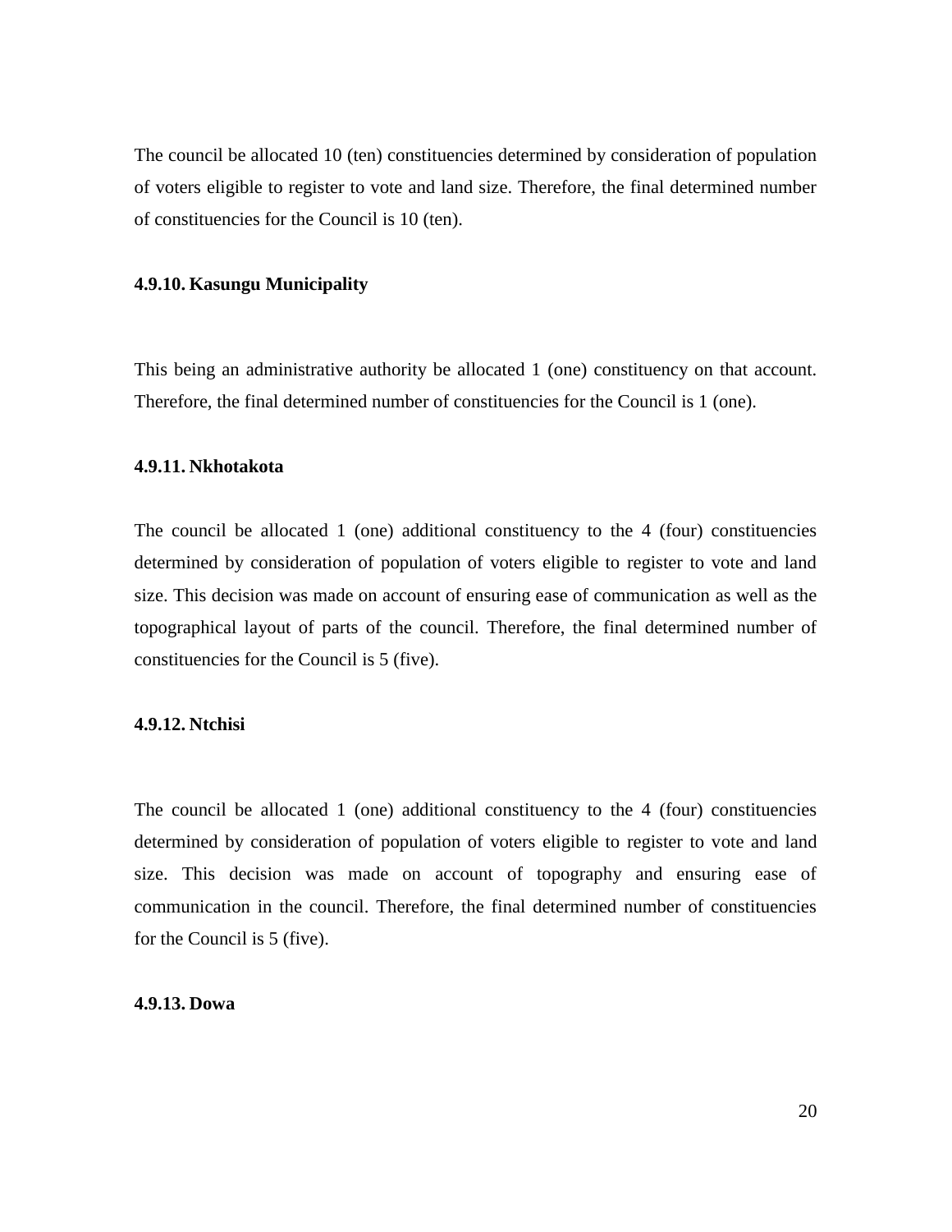The council be allocated 10 (ten) constituencies determined by consideration of population of voters eligible to register to vote and land size. Therefore, the final determined number of constituencies for the Council is 10 (ten).

#### 4.9.10. Kasungu Municipality

This being an administrative authority be allocated 1 (one) constituency on that account. Therefore, the final determined number of constituencies for the Council is 1 (one).

#### 4.9.11. Nkhotakota

The council be allocated 1 (one) additional constituency to the 4 (four) constituencies determined by consideration of population of voters eligible to register to vote and land size. This decision was made on account of ensuring ease of communication as well as the topographical layout of parts of the council. Therefore, the final determined number of constituencies for the Council is 5 (five).

#### 4.9.12. Ntchisi

The council be allocated 1 (one) additional constituency to the 4 (four) constituencies determined by consideration of population of voters eligible to register to vote and land size. This decision was made on account of topography and ensuring ease of communication in the council. Therefore, the final determined number of constituencies for the Council is 5 (five).

#### 4.9.13. Dowa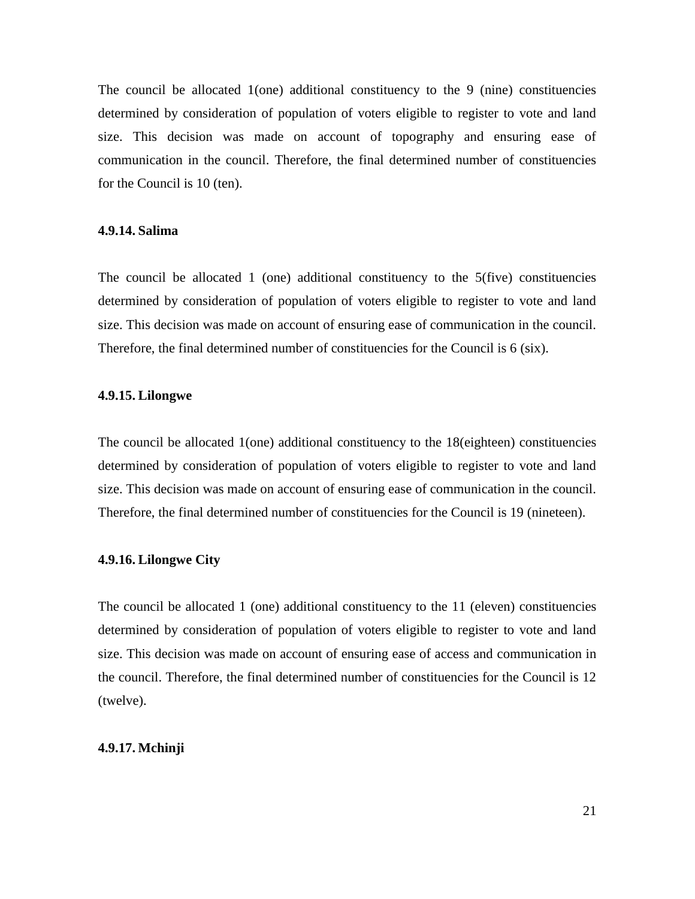The council be allocated 1(one) additional constituency to the 9 (nine) constituencies determined by consideration of population of voters eligible to register to vote and land size. This decision was made on account of topography and ensuring ease of communication in the council. Therefore, the final determined number of constituencies for the Council is 10 (ten).

#### 4.9.14. Salima

The council be allocated 1 (one) additional constituency to the 5(five) constituencies determined by consideration of population of voters eligible to register to vote and land size. This decision was made on account of ensuring ease of communication in the council. Therefore, the final determined number of constituencies for the Council is 6 (six).

#### 4.9.15. Lilongwe

The council be allocated 1(one) additional constituency to the 18(eighteen) constituencies determined by consideration of population of voters eligible to register to vote and land size. This decision was made on account of ensuring ease of communication in the council. Therefore, the final determined number of constituencies for the Council is 19 (nineteen).

#### 4.9.16. Lilongwe City

The council be allocated 1 (one) additional constituency to the 11 (eleven) constituencies determined by consideration of population of voters eligible to register to vote and land size. This decision was made on account of ensuring ease of access and communication in the council. Therefore, the final determined number of constituencies for the Council is 12 (twelve).

#### 4.9.17. Mchinji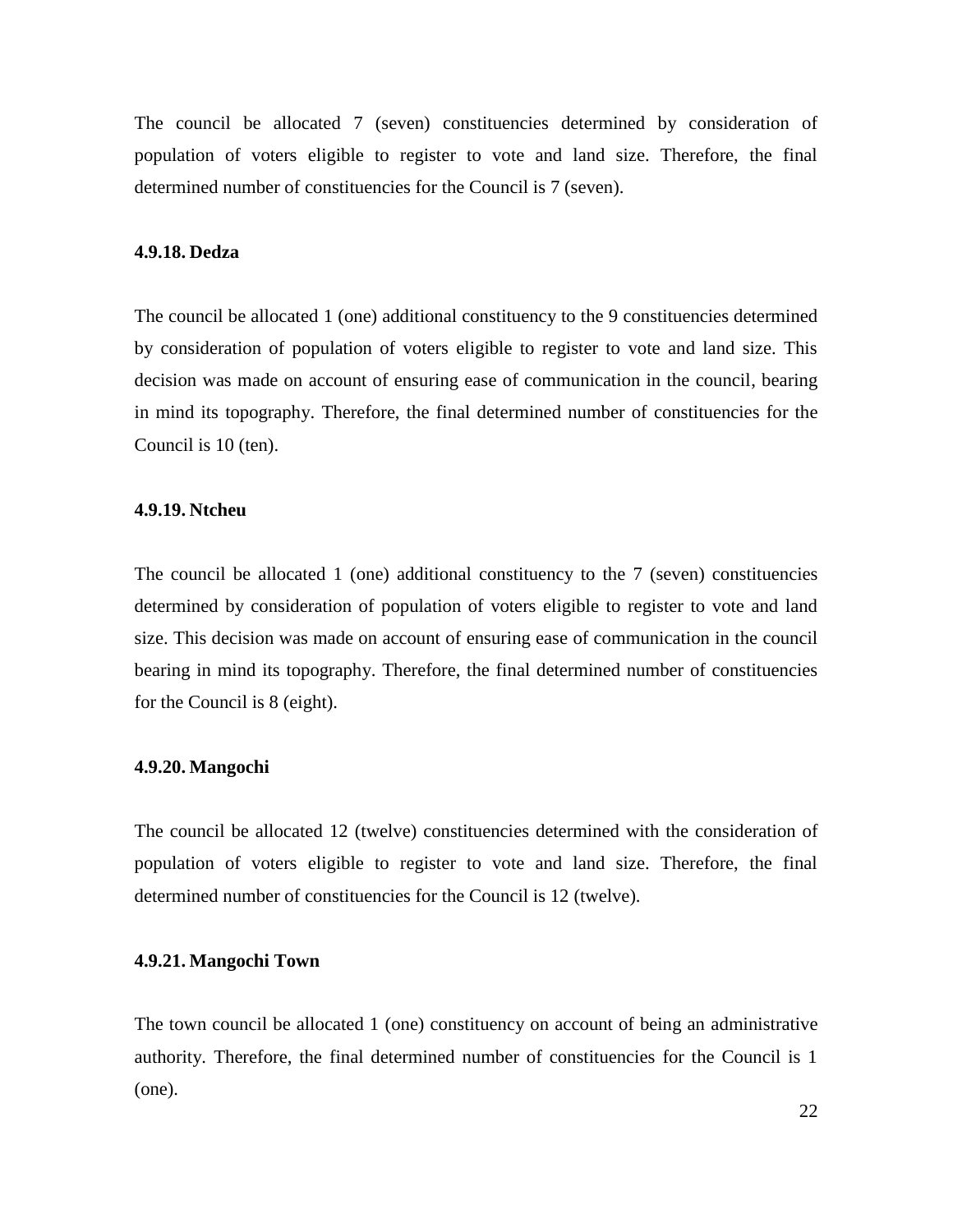The council be allocated 7 (seven) constituencies determined by consideration of population of voters eligible to register to vote and land size. Therefore, the final determined number of constituencies for the Council is 7 (seven).

#### 4.9.18. Dedza

The council be allocated 1 (one) additional constituency to the 9 constituencies determined by consideration of population of voters eligible to register to vote and land size. This decision was made on account of ensuring ease of communication in the council, bearing in mind its topography. Therefore, the final determined number of constituencies for the Council is 10 (ten).

#### 4.9.19. Ntcheu

The council be allocated 1 (one) additional constituency to the 7 (seven) constituencies determined by consideration of population of voters eligible to register to vote and land size. This decision was made on account of ensuring ease of communication in the council bearing in mind its topography. Therefore, the final determined number of constituencies for the Council is 8 (eight).

#### 4.9.20. Mangochi

The council be allocated 12 (twelve) constituencies determined with the consideration of population of voters eligible to register to vote and land size. Therefore, the final determined number of constituencies for the Council is 12 (twelve).

#### 4.9.21. Mangochi Town

The town council be allocated 1 (one) constituency on account of being an administrative authority. Therefore, the final determined number of constituencies for the Council is 1 (one).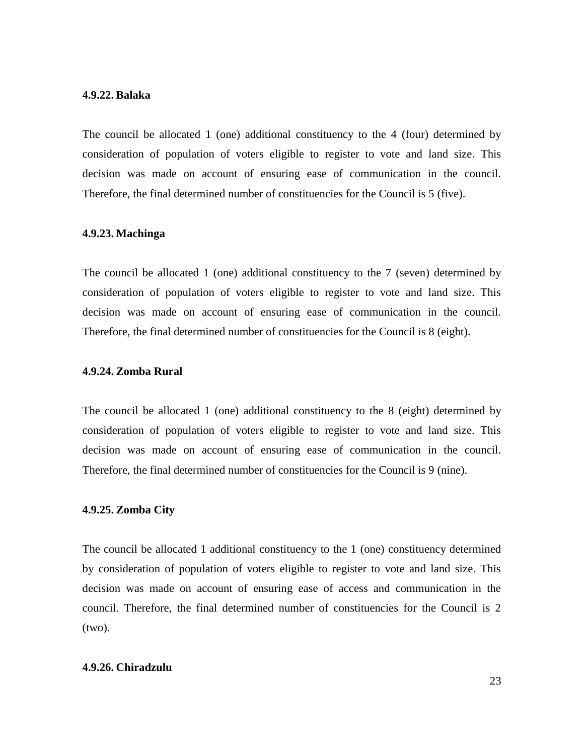#### 4.9.22. Balaka

The council be allocated 1 (one) additional constituency to the 4 (four) determined by consideration of population of voters eligible to register to vote and land size. This decision was made on account of ensuring ease of communication in the council. Therefore, the final determined number of constituencies for the Council is 5 (five).

#### 4.9.23. Machinga

The council be allocated 1 (one) additional constituency to the 7 (seven) determined by consideration of population of voters eligible to register to vote and land size. This decision was made on account of ensuring ease of communication in the council. Therefore, the final determined number of constituencies for the Council is 8 (eight).

#### 4.9.24. Zomba Rural

The council be allocated 1 (one) additional constituency to the 8 (eight) determined by consideration of population of voters eligible to register to vote and land size. This decision was made on account of ensuring ease of communication in the council. Therefore, the final determined number of constituencies for the Council is 9 (nine).

#### 4.9.25. Zomba City

The council be allocated 1 additional constituency to the 1 (one) constituency determined by consideration of population of voters eligible to register to vote and land size. This decision was made on account of ensuring ease of access and communication in the council. Therefore, the final determined number of constituencies for the Council is 2 (two).

#### 4.9.26. Chiradzulu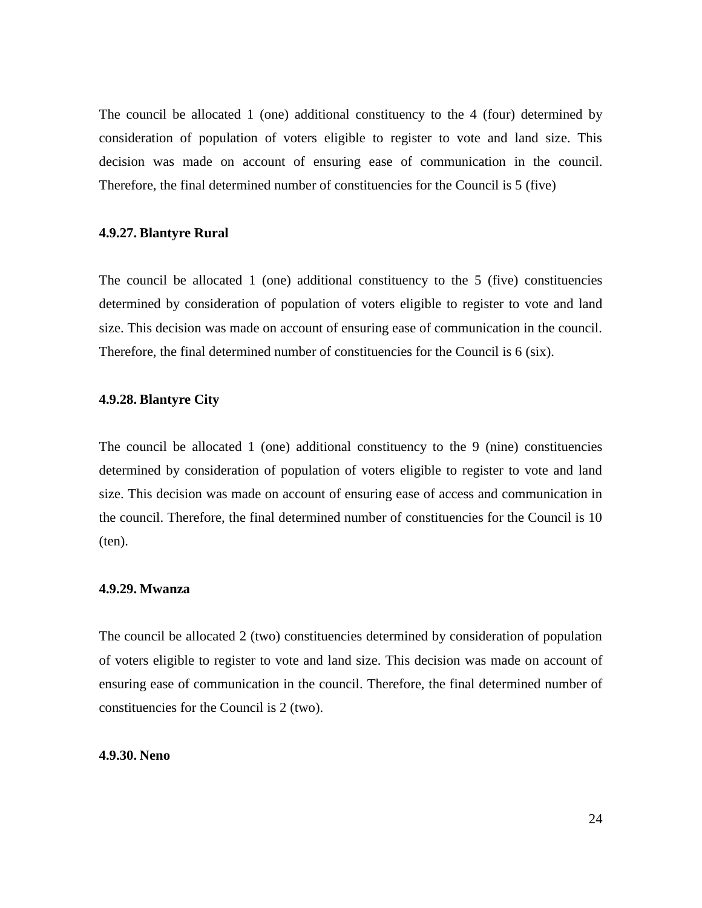The council be allocated 1 (one) additional constituency to the 4 (four) determined by consideration of population of voters eligible to register to vote and land size. This decision was made on account of ensuring ease of communication in the council. Therefore, the final determined number of constituencies for the Council is 5 (five)

#### 4.9.27. Blantyre Rural

The council be allocated 1 (one) additional constituency to the 5 (five) constituencies determined by consideration of population of voters eligible to register to vote and land size. This decision was made on account of ensuring ease of communication in the council. Therefore, the final determined number of constituencies for the Council is 6 (six).

#### 4.9.28. Blantyre City

The council be allocated 1 (one) additional constituency to the 9 (nine) constituencies determined by consideration of population of voters eligible to register to vote and land size. This decision was made on account of ensuring ease of access and communication in the council. Therefore, the final determined number of constituencies for the Council is 10 (ten).

#### 4.9.29. Mwanza

The council be allocated 2 (two) constituencies determined by consideration of population of voters eligible to register to vote and land size. This decision was made on account of ensuring ease of communication in the council. Therefore, the final determined number of constituencies for the Council is 2 (two).

#### 4.9.30. Neno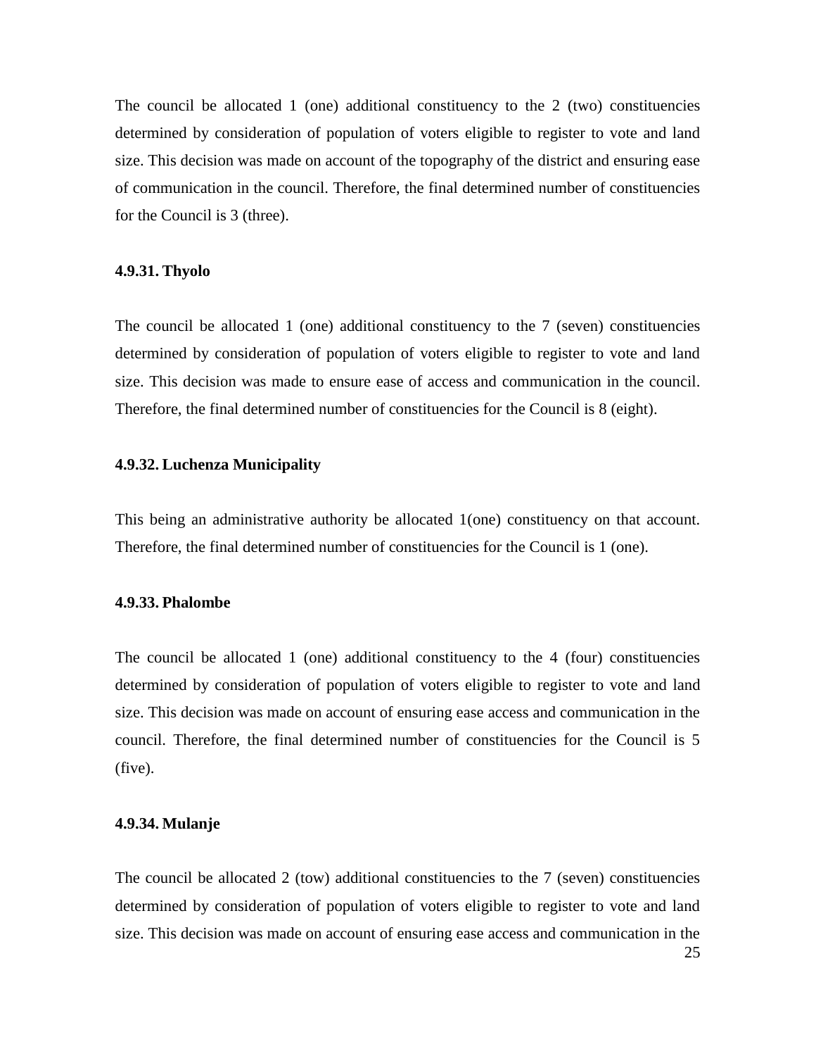The council be allocated 1 (one) additional constituency to the 2 (two) constituencies determined by consideration of population of voters eligible to register to vote and land size. This decision was made on account of the topography of the district and ensuring ease of communication in the council. Therefore, the final determined number of constituencies for the Council is 3 (three).

#### 4.9.31. Thyolo

The council be allocated 1 (one) additional constituency to the 7 (seven) constituencies determined by consideration of population of voters eligible to register to vote and land size. This decision was made to ensure ease of access and communication in the council. Therefore, the final determined number of constituencies for the Council is 8 (eight).

#### 4.9.32. Luchenza Municipality

This being an administrative authority be allocated 1(one) constituency on that account. Therefore, the final determined number of constituencies for the Council is 1 (one).

#### 4.9.33. Phalombe

The council be allocated 1 (one) additional constituency to the 4 (four) constituencies determined by consideration of population of voters eligible to register to vote and land size. This decision was made on account of ensuring ease access and communication in the council. Therefore, the final determined number of constituencies for the Council is 5 (five).

#### 4.9.34. Mulanje

The council be allocated 2 (tow) additional constituencies to the 7 (seven) constituencies determined by consideration of population of voters eligible to register to vote and land size. This decision was made on account of ensuring ease access and communication in the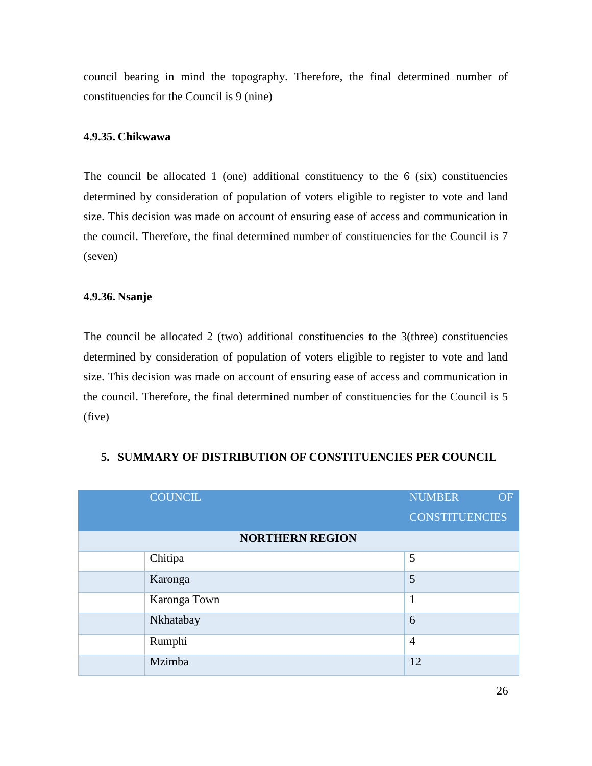council bearing in mind the topography. Therefore, the final determined number of constituencies for the Council is 9 (nine)

#### 4.9.35. Chikwawa

The council be allocated 1 (one) additional constituency to the 6 (six) constituencies determined by consideration of population of voters eligible to register to vote and land size. This decision was made on account of ensuring ease of access and communication in the council. Therefore, the final determined number of constituencies for the Council is 7 (seven)

#### 4.9.36. Nsanje

The council be allocated 2 (two) additional constituencies to the 3(three) constituencies determined by consideration of population of voters eligible to register to vote and land size. This decision was made on account of ensuring ease of access and communication in the council. Therefore, the final determined number of constituencies for the Council is 5 (five)

## 5. SUMMARY OF DISTRIBUTION OF CONSTITUENCIES PER COUNCIL

| | COUNCIL | NUMBER OF CONSTITUENCIES |
|---|---|---|
| | **NORTHERN REGION** | |
| | Chitipa | 5 |
| | Karonga | 5 |
| | Karonga Town | 1 |
| | Nkhatabay | 6 |
| | Rumphi | 4 |
| | Mzimba | 12 |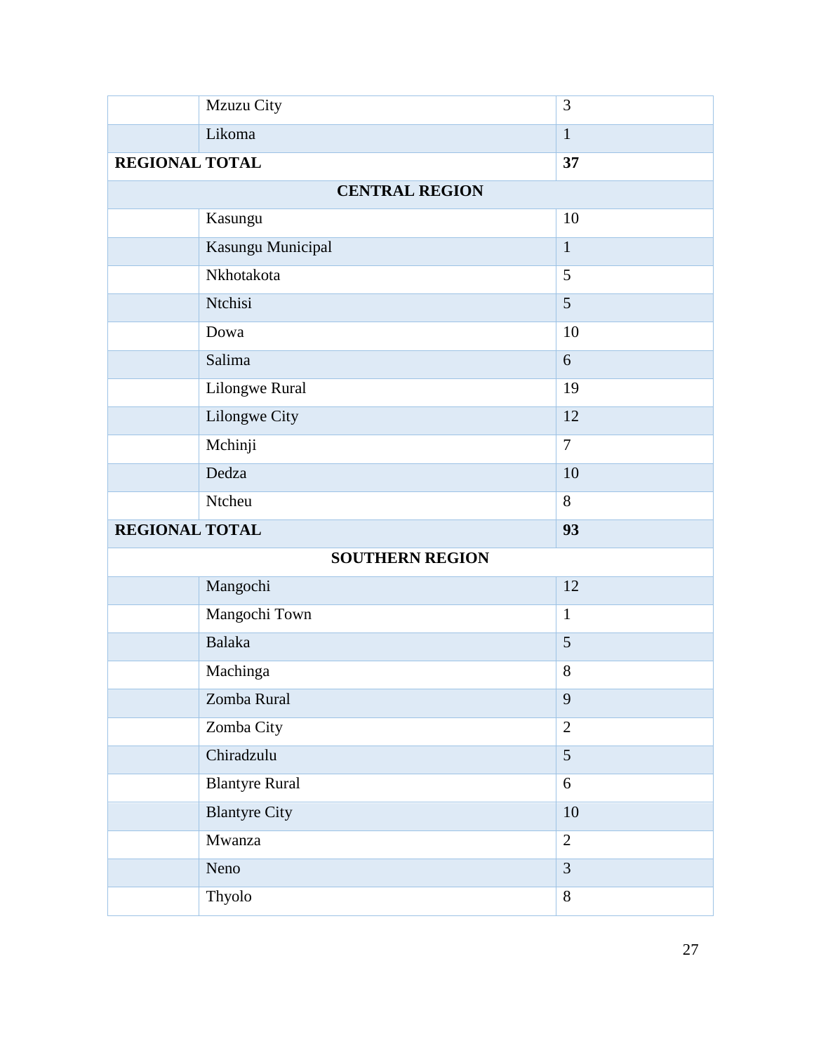| | | |
|---|---|---|
| | Mzuzu City | 3 |
| | Likoma | 1 |
| **REGIONAL TOTAL** | | **37** |
| | **CENTRAL REGION** | |
| | Kasungu | 10 |
| | Kasungu Municipal | 1 |
| | Nkhotakota | 5 |
| | Ntchisi | 5 |
| | Dowa | 10 |
| | Salima | 6 |
| | Lilongwe Rural | 19 |
| | Lilongwe City | 12 |
| | Mchinji | 7 |
| | Dedza | 10 |
| | Ntcheu | 8 |
| **REGIONAL TOTAL** | | **93** |
| | **SOUTHERN REGION** | |
| | Mangochi | 12 |
| | Mangochi Town | 1 |
| | Balaka | 5 |
| | Machinga | 8 |
| | Zomba Rural | 9 |
| | Zomba City | 2 |
| | Chiradzulu | 5 |
| | Blantyre Rural | 6 |
| | Blantyre City | 10 |
| | Mwanza | 2 |
| | Neno | 3 |
| | Thyolo | 8 |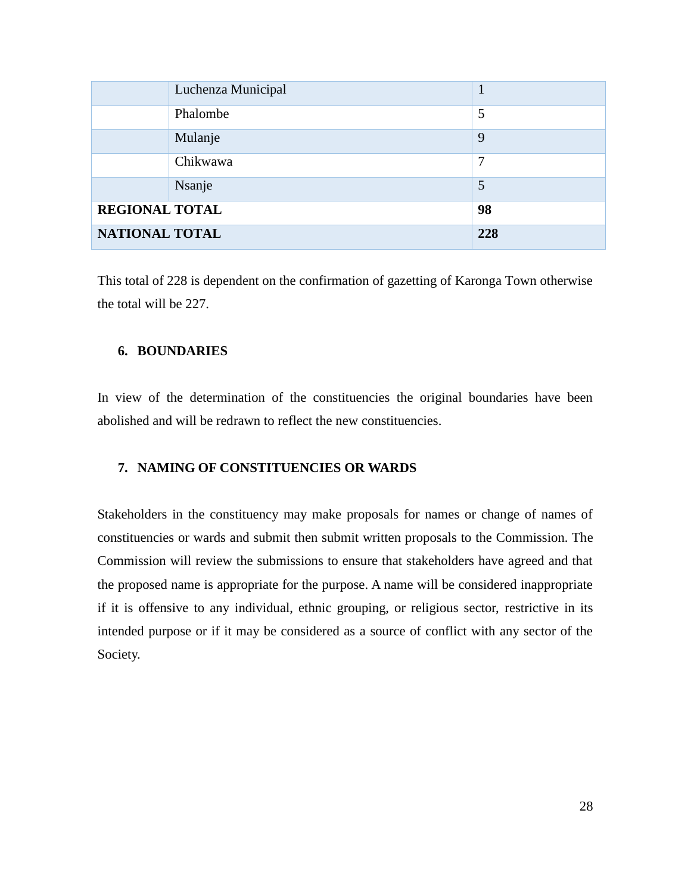| | | |
|---|---|---|
| | Luchenza Municipal | 1 |
| | Phalombe | 5 |
| | Mulanje | 9 |
| | Chikwawa | 7 |
| | Nsanje | 5 |
| **REGIONAL TOTAL** | | **98** |
| **NATIONAL TOTAL** | | **228** |

This total of 228 is dependent on the confirmation of gazetting of Karonga Town otherwise the total will be 227.

### 6. BOUNDARIES

In view of the determination of the constituencies the original boundaries have been abolished and will be redrawn to reflect the new constituencies.

### 7. NAMING OF CONSTITUENCIES OR WARDS

Stakeholders in the constituency may make proposals for names or change of names of constituencies or wards and submit then submit written proposals to the Commission. The Commission will review the submissions to ensure that stakeholders have agreed and that the proposed name is appropriate for the purpose. A name will be considered inappropriate if it is offensive to any individual, ethnic grouping, or religious sector, restrictive in its intended purpose or if it may be considered as a source of conflict with any sector of the Society.